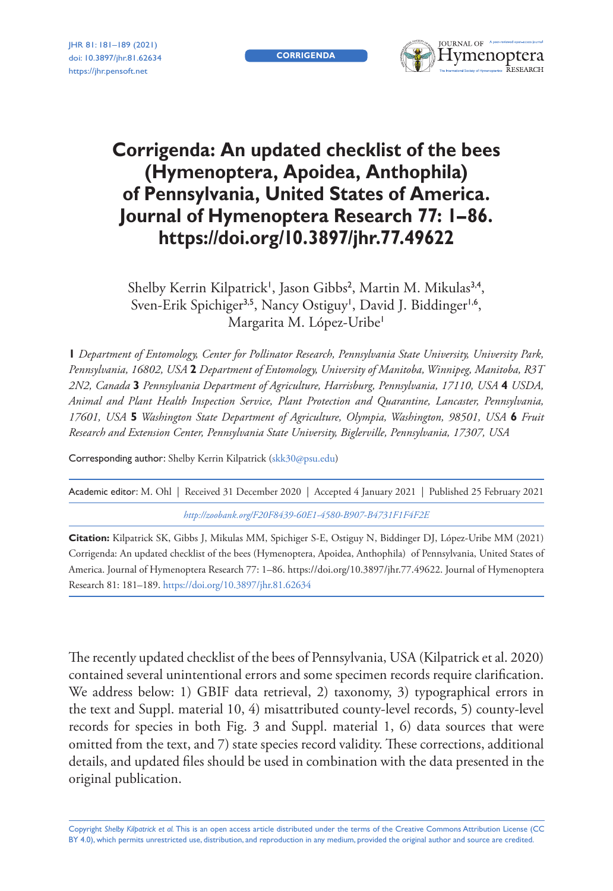CORRIGENDA

# Corrigenda: An updated checklist of the bees (Hymenoptera, Apoidea, Anthophila) of Pennsylvania, United States of America. Journal of Hymenoptera Research 77: 1–86. https://doi.org/10.3897/jhr.77.49622

Shelby Kerrin Kilpatrick[1], Jason Gibbs[2], Martin M. Mikulas[3,4], Sven-Erik Spichiger[3,5], Nancy Ostiguy[1], David J. Biddinger[1,6], Margarita M. López-Uribe[1]

*1 Department of Entomology, Center for Pollinator Research, Pennsylvania State University, University Park, Pennsylvania, 16802, USA* **2** *Department of Entomology, University of Manitoba, Winnipeg, Manitoba, R3T 2N2, Canada* **3** *Pennsylvania Department of Agriculture, Harrisburg, Pennsylvania, 17110, USA* **4** *USDA, Animal and Plant Health Inspection Service, Plant Protection and Quarantine, Lancaster, Pennsylvania, 17601, USA* **5** *Washington State Department of Agriculture, Olympia, Washington, 98501, USA* **6** *Fruit Research and Extension Center, Pennsylvania State University, Biglerville, Pennsylvania, 17307, USA*

Corresponding author: Shelby Kerrin Kilpatrick (skk30@psu.edu)

Academic editor: M. Ohl | Received 31 December 2020 | Accepted 4 January 2021 | Published 25 February 2021

*http://zoobank.org/F20F8439-60E1-4580-B907-B4731F1F4F2E*

**Citation:** Kilpatrick SK, Gibbs J, Mikulas MM, Spichiger S-E, Ostiguy N, Biddinger DJ, López-Uribe MM (2021) Corrigenda: An updated checklist of the bees (Hymenoptera, Apoidea, Anthophila) of Pennsylvania, United States of America. Journal of Hymenoptera Research 77: 1–86. https://doi.org/10.3897/jhr.77.49622. Journal of Hymenoptera Research 81: 181–189. https://doi.org/10.3897/jhr.81.62634

The recently updated checklist of the bees of Pennsylvania, USA (Kilpatrick et al. 2020) contained several unintentional errors and some specimen records require clarification. We address below: 1) GBIF data retrieval, 2) taxonomy, 3) typographical errors in the text and Suppl. material 10, 4) misattributed county-level records, 5) county-level records for species in both Fig. 3 and Suppl. material 1, 6) data sources that were omitted from the text, and 7) state species record validity. These corrections, additional details, and updated files should be used in combination with the data presented in the original publication.

Copyright *Shelby Kilpatrick et al.* This is an open access article distributed under the terms of the Creative Commons Attribution License (CC BY 4.0), which permits unrestricted use, distribution, and reproduction in any medium, provided the original author and source are credited.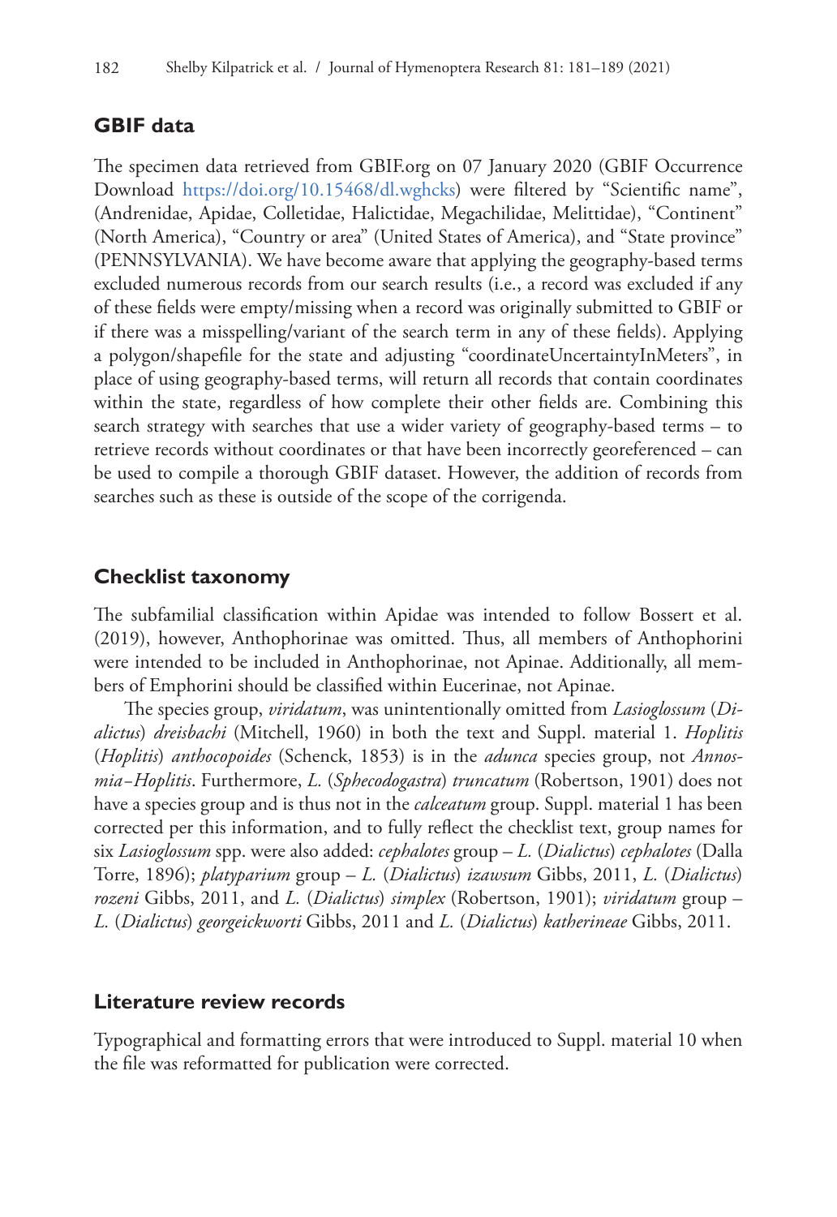## GBIF data

The specimen data retrieved from GBIF.org on 07 January 2020 (GBIF Occurrence Download https://doi.org/10.15468/dl.wghcks) were filtered by "Scientific name", (Andrenidae, Apidae, Colletidae, Halictidae, Megachilidae, Melittidae), "Continent" (North America), "Country or area" (United States of America), and "State province" (PENNSYLVANIA). We have become aware that applying the geography-based terms excluded numerous records from our search results (i.e., a record was excluded if any of these fields were empty/missing when a record was originally submitted to GBIF or if there was a misspelling/variant of the search term in any of these fields). Applying a polygon/shapefile for the state and adjusting "coordinateUncertaintyInMeters", in place of using geography-based terms, will return all records that contain coordinates within the state, regardless of how complete their other fields are. Combining this search strategy with searches that use a wider variety of geography-based terms – to retrieve records without coordinates or that have been incorrectly georeferenced – can be used to compile a thorough GBIF dataset. However, the addition of records from searches such as these is outside of the scope of the corrigenda.

## Checklist taxonomy

The subfamilial classification within Apidae was intended to follow Bossert et al. (2019), however, Anthophorinae was omitted. Thus, all members of Anthophorini were intended to be included in Anthophorinae, not Apinae. Additionally, all members of Emphorini should be classified within Eucerinae, not Apinae.

The species group, *viridatum*, was unintentionally omitted from *Lasioglossum* (*Dialictus*) *dreisbachi* (Mitchell, 1960) in both the text and Suppl. material 1. *Hoplitis* (*Hoplitis*) *anthocopoides* (Schenck, 1853) is in the *adunca* species group, not *Annosmia–Hoplitis*. Furthermore, *L.* (*Sphecodogastra*) *truncatum* (Robertson, 1901) does not have a species group and is thus not in the *calceatum* group. Suppl. material 1 has been corrected per this information, and to fully reflect the checklist text, group names for six *Lasioglossum* spp. were also added: *cephalotes* group – *L.* (*Dialictus*) *cephalotes* (Dalla Torre, 1896); *platyparium* group – *L.* (*Dialictus*) *izawsum* Gibbs, 2011, *L.* (*Dialictus*) *rozeni* Gibbs, 2011, and *L.* (*Dialictus*) *simplex* (Robertson, 1901); *viridatum* group – *L.* (*Dialictus*) *georgeickworti* Gibbs, 2011 and *L.* (*Dialictus*) *katherineae* Gibbs, 2011.

## Literature review records

Typographical and formatting errors that were introduced to Suppl. material 10 when the file was reformatted for publication were corrected.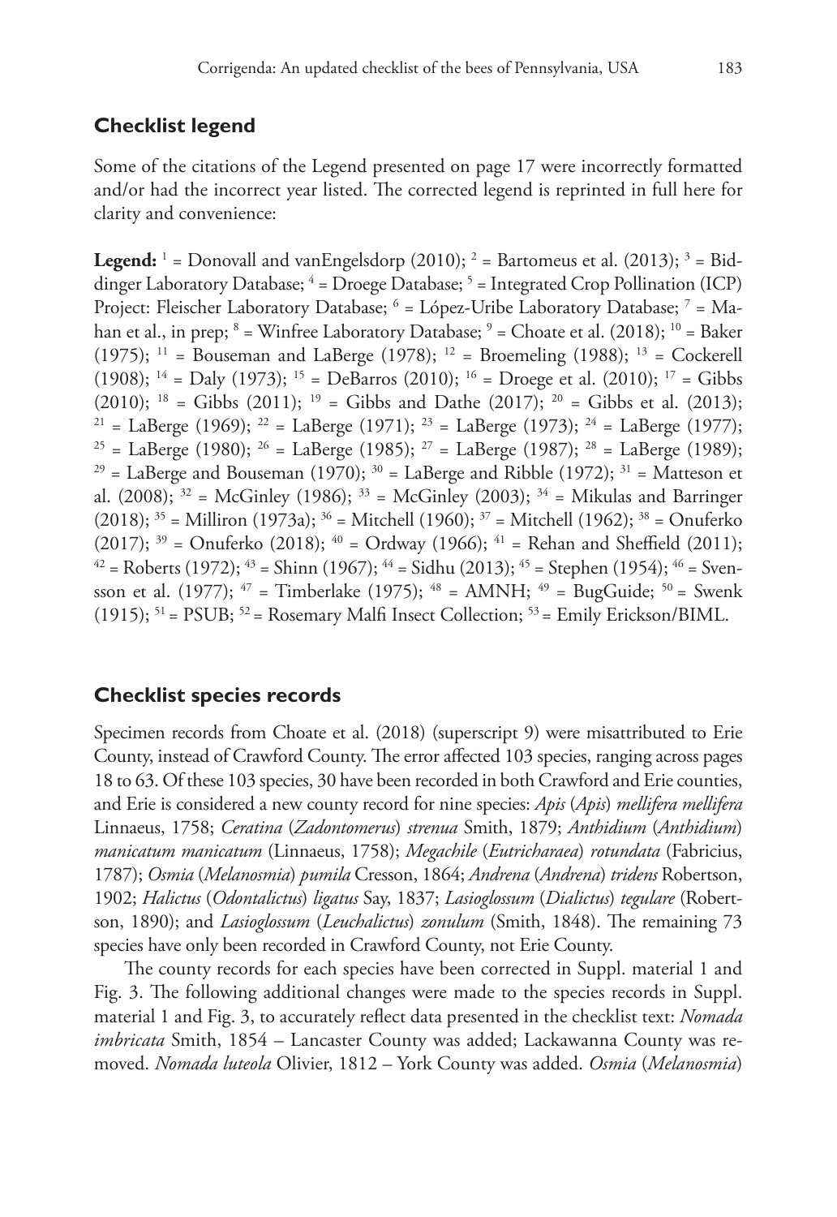## Checklist legend

Some of the citations of the Legend presented on page 17 were incorrectly formatted and/or had the incorrect year listed. The corrected legend is reprinted in full here for clarity and convenience:

**Legend:** [1] = Donovall and vanEngelsdorp (2010); [2] = Bartomeus et al. (2013); [3] = Biddinger Laboratory Database; [4] = Droege Database; [5] = Integrated Crop Pollination (ICP) Project: Fleischer Laboratory Database; [6] = López-Uribe Laboratory Database; [7] = Mahan et al., in prep; [8] = Winfree Laboratory Database; [9] = Choate et al. (2018); [10] = Baker (1975); [11] = Bouseman and LaBerge (1978); [12] = Broemeling (1988); [13] = Cockerell (1908); [14] = Daly (1973); [15] = DeBarros (2010); [16] = Droege et al. (2010); [17] = Gibbs (2010); [18] = Gibbs (2011); [19] = Gibbs and Dathe (2017); [20] = Gibbs et al. (2013); [21] = LaBerge (1969); [22] = LaBerge (1971); [23] = LaBerge (1973); [24] = LaBerge (1977); [25] = LaBerge (1980); [26] = LaBerge (1985); [27] = LaBerge (1987); [28] = LaBerge (1989); [29] = LaBerge and Bouseman (1970); [30] = LaBerge and Ribble (1972); [31] = Matteson et al. (2008); [32] = McGinley (1986); [33] = McGinley (2003); [34] = Mikulas and Barringer (2018); [35] = Milliron (1973a); [36] = Mitchell (1960); [37] = Mitchell (1962); [38] = Onuferko (2017); [39] = Onuferko (2018); [40] = Ordway (1966); [41] = Rehan and Sheffield (2011); [42] = Roberts (1972); [43] = Shinn (1967); [44] = Sidhu (2013); [45] = Stephen (1954); [46] = Svensson et al. (1977); [47] = Timberlake (1975); [48] = AMNH; [49] = BugGuide; [50] = Swenk (1915); [51] = PSUB; [52] = Rosemary Malfi Insect Collection; [53] = Emily Erickson/BIML.

## Checklist species records

Specimen records from Choate et al. (2018) (superscript 9) were misattributed to Erie County, instead of Crawford County. The error affected 103 species, ranging across pages 18 to 63. Of these 103 species, 30 have been recorded in both Crawford and Erie counties, and Erie is considered a new county record for nine species: *Apis* (*Apis*) *mellifera mellifera* Linnaeus, 1758; *Ceratina* (*Zadontomerus*) *strenua* Smith, 1879; *Anthidium* (*Anthidium*) *manicatum manicatum* (Linnaeus, 1758); *Megachile* (*Eutricharaea*) *rotundata* (Fabricius, 1787); *Osmia* (*Melanosmia*) *pumila* Cresson, 1864; *Andrena* (*Andrena*) *tridens* Robertson, 1902; *Halictus* (*Odontalictus*) *ligatus* Say, 1837; *Lasioglossum* (*Dialictus*) *tegulare* (Robertson, 1890); and *Lasioglossum* (*Leuchalictus*) *zonulum* (Smith, 1848). The remaining 73 species have only been recorded in Crawford County, not Erie County.

The county records for each species have been corrected in Suppl. material 1 and Fig. 3. The following additional changes were made to the species records in Suppl. material 1 and Fig. 3, to accurately reflect data presented in the checklist text: *Nomada imbricata* Smith, 1854 – Lancaster County was added; Lackawanna County was removed. *Nomada luteola* Olivier, 1812 – York County was added. *Osmia* (*Melanosmia*)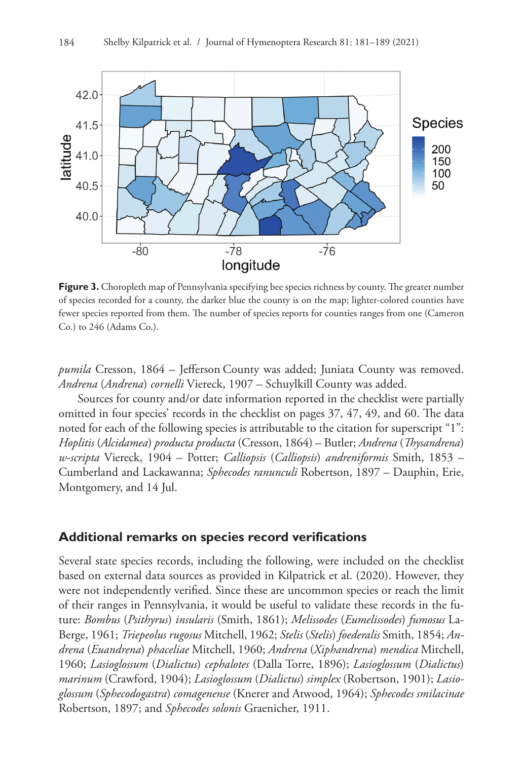**Figure 3.** Choropleth map of Pennsylvania specifying bee species richness by county. The greater number of species recorded for a county, the darker blue the county is on the map; lighter-colored counties have fewer species reported from them. The number of species reports for counties ranges from one (Cameron Co.) to 246 (Adams Co.).

*pumila* Cresson, 1864 – Jefferson County was added; Juniata County was removed. *Andrena* (*Andrena*) *cornelli* Viereck, 1907 – Schuylkill County was added.

Sources for county and/or date information reported in the checklist were partially omitted in four species' records in the checklist on pages 37, 47, 49, and 60. The data noted for each of the following species is attributable to the citation for superscript "1": *Hoplitis* (*Alcidamea*) *producta producta* (Cresson, 1864) – Butler; *Andrena* (*Thysandrena*) *w-scripta* Viereck, 1904 – Potter; *Calliopsis* (*Calliopsis*) *andreniformis* Smith, 1853 – Cumberland and Lackawanna; *Sphecodes ranunculi* Robertson, 1897 – Dauphin, Erie, Montgomery, and 14 Jul.

## Additional remarks on species record verifications

Several state species records, including the following, were included on the checklist based on external data sources as provided in Kilpatrick et al. (2020). However, they were not independently verified. Since these are uncommon species or reach the limit of their ranges in Pennsylvania, it would be useful to validate these records in the future: *Bombus* (*Psithyrus*) *insularis* (Smith, 1861); *Melissodes* (*Eumelissodes*) *fumosus* LaBerge, 1961; *Triepeolus rugosus* Mitchell, 1962; *Stelis* (*Stelis*) *foederalis* Smith, 1854; *Andrena* (*Euandrena*) *phaceliae* Mitchell, 1960; *Andrena* (*Xiphandrena*) *mendica* Mitchell, 1960; *Lasioglossum* (*Dialictus*) *cephalotes* (Dalla Torre, 1896); *Lasioglossum* (*Dialictus*) *marinum* (Crawford, 1904); *Lasioglossum* (*Dialictus*) *simplex* (Robertson, 1901); *Lasioglossum* (*Sphecodogastra*) *comagenense* (Knerer and Atwood, 1964); *Sphecodes smilacinae* Robertson, 1897; and *Sphecodes solonis* Graenicher, 1911.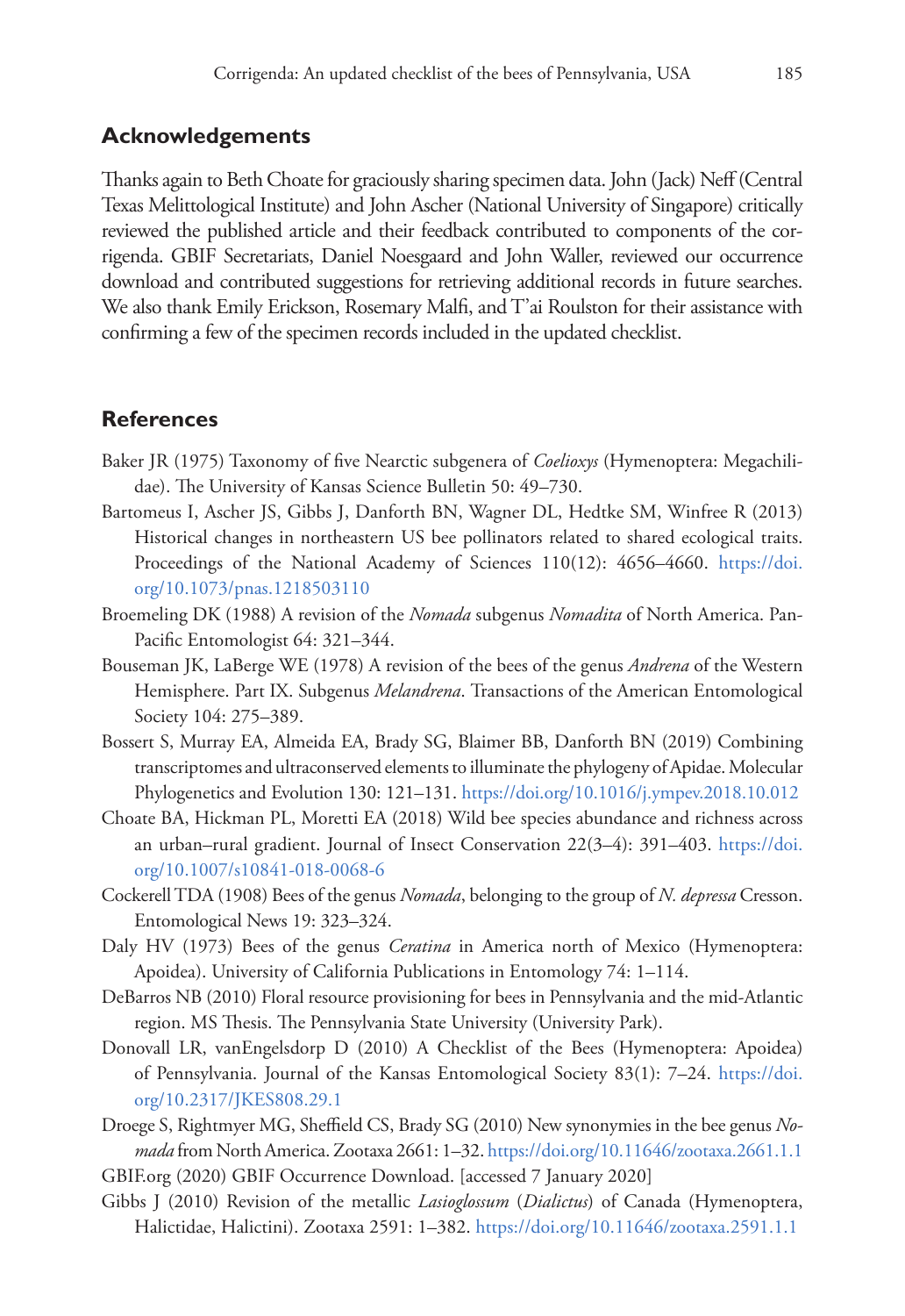## Acknowledgements

Thanks again to Beth Choate for graciously sharing specimen data. John (Jack) Neff (Central Texas Melittological Institute) and John Ascher (National University of Singapore) critically reviewed the published article and their feedback contributed to components of the corrigenda. GBIF Secretariats, Daniel Noesgaard and John Waller, reviewed our occurrence download and contributed suggestions for retrieving additional records in future searches. We also thank Emily Erickson, Rosemary Malfi, and T'ai Roulston for their assistance with confirming a few of the specimen records included in the updated checklist.

## References

Baker JR (1975) Taxonomy of five Nearctic subgenera of *Coelioxys* (Hymenoptera: Megachilidae). The University of Kansas Science Bulletin 50: 49–730.

Bartomeus I, Ascher JS, Gibbs J, Danforth BN, Wagner DL, Hedtke SM, Winfree R (2013) Historical changes in northeastern US bee pollinators related to shared ecological traits. Proceedings of the National Academy of Sciences 110(12): 4656–4660. https://doi.org/10.1073/pnas.1218503110

Broemeling DK (1988) A revision of the *Nomada* subgenus *Nomadita* of North America. Pan-Pacific Entomologist 64: 321–344.

Bouseman JK, LaBerge WE (1978) A revision of the bees of the genus *Andrena* of the Western Hemisphere. Part IX. Subgenus *Melandrena*. Transactions of the American Entomological Society 104: 275–389.

Bossert S, Murray EA, Almeida EA, Brady SG, Blaimer BB, Danforth BN (2019) Combining transcriptomes and ultraconserved elements to illuminate the phylogeny of Apidae. Molecular Phylogenetics and Evolution 130: 121–131. https://doi.org/10.1016/j.ympev.2018.10.012

Choate BA, Hickman PL, Moretti EA (2018) Wild bee species abundance and richness across an urban–rural gradient. Journal of Insect Conservation 22(3–4): 391–403. https://doi.org/10.1007/s10841-018-0068-6

Cockerell TDA (1908) Bees of the genus *Nomada*, belonging to the group of *N. depressa* Cresson. Entomological News 19: 323–324.

Daly HV (1973) Bees of the genus *Ceratina* in America north of Mexico (Hymenoptera: Apoidea). University of California Publications in Entomology 74: 1–114.

DeBarros NB (2010) Floral resource provisioning for bees in Pennsylvania and the mid-Atlantic region. MS Thesis. The Pennsylvania State University (University Park).

Donovall LR, vanEngelsdorp D (2010) A Checklist of the Bees (Hymenoptera: Apoidea) of Pennsylvania. Journal of the Kansas Entomological Society 83(1): 7–24. https://doi.org/10.2317/JKES808.29.1

Droege S, Rightmyer MG, Sheffield CS, Brady SG (2010) New synonymies in the bee genus *Nomada* from North America. Zootaxa 2661: 1–32. https://doi.org/10.11646/zootaxa.2661.1.1

GBIF.org (2020) GBIF Occurrence Download. [accessed 7 January 2020]

Gibbs J (2010) Revision of the metallic *Lasioglossum* (*Dialictus*) of Canada (Hymenoptera, Halictidae, Halictini). Zootaxa 2591: 1–382. https://doi.org/10.11646/zootaxa.2591.1.1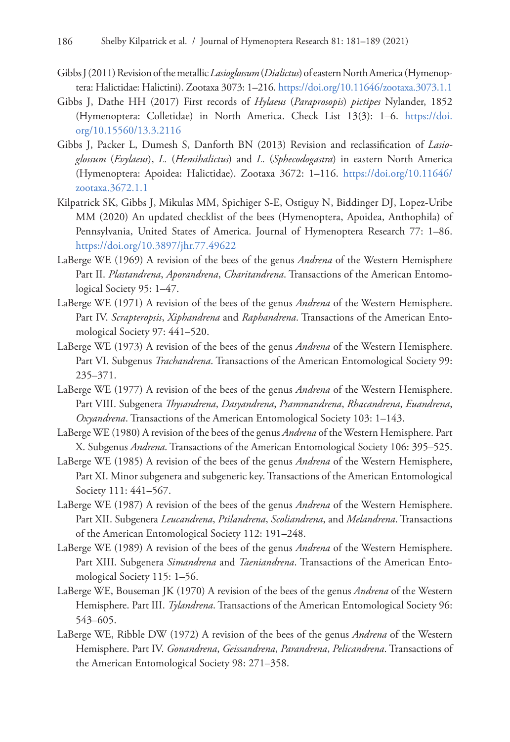Gibbs J (2011) Revision of the metallic *Lasioglossum* (*Dialictus*) of eastern North America (Hymenoptera: Halictidae: Halictini). Zootaxa 3073: 1–216. https://doi.org/10.11646/zootaxa.3073.1.1

Gibbs J, Dathe HH (2017) First records of *Hylaeus* (*Paraprosopis*) *pictipes* Nylander, 1852 (Hymenoptera: Colletidae) in North America. Check List 13(3): 1–6. https://doi.org/10.15560/13.3.2116

Gibbs J, Packer L, Dumesh S, Danforth BN (2013) Revision and reclassification of *Lasioglossum* (*Evylaeus*), *L.* (*Hemihalictus*) and *L.* (*Sphecodogastra*) in eastern North America (Hymenoptera: Apoidea: Halictidae). Zootaxa 3672: 1–116. https://doi.org/10.11646/zootaxa.3672.1.1

Kilpatrick SK, Gibbs J, Mikulas MM, Spichiger S-E, Ostiguy N, Biddinger DJ, Lopez-Uribe MM (2020) An updated checklist of the bees (Hymenoptera, Apoidea, Anthophila) of Pennsylvania, United States of America. Journal of Hymenoptera Research 77: 1–86. https://doi.org/10.3897/jhr.77.49622

LaBerge WE (1969) A revision of the bees of the genus *Andrena* of the Western Hemisphere Part II. *Plastandrena*, *Aporandrena*, *Charitandrena*. Transactions of the American Entomological Society 95: 1–47.

LaBerge WE (1971) A revision of the bees of the genus *Andrena* of the Western Hemisphere. Part IV. *Scrapteropsis*, *Xiphandrena* and *Raphandrena*. Transactions of the American Entomological Society 97: 441–520.

LaBerge WE (1973) A revision of the bees of the genus *Andrena* of the Western Hemisphere. Part VI. Subgenus *Trachandrena*. Transactions of the American Entomological Society 99: 235–371.

LaBerge WE (1977) A revision of the bees of the genus *Andrena* of the Western Hemisphere. Part VIII. Subgenera *Thysandrena*, *Dasyandrena*, *Psammandrena*, *Rhacandrena*, *Euandrena*, *Oxyandrena*. Transactions of the American Entomological Society 103: 1–143.

LaBerge WE (1980) A revision of the bees of the genus *Andrena* of the Western Hemisphere. Part X. Subgenus *Andrena*. Transactions of the American Entomological Society 106: 395–525.

LaBerge WE (1985) A revision of the bees of the genus *Andrena* of the Western Hemisphere, Part XI. Minor subgenera and subgeneric key. Transactions of the American Entomological Society 111: 441–567.

LaBerge WE (1987) A revision of the bees of the genus *Andrena* of the Western Hemisphere. Part XII. Subgenera *Leucandrena*, *Ptilandrena*, *Scoliandrena*, and *Melandrena*. Transactions of the American Entomological Society 112: 191–248.

LaBerge WE (1989) A revision of the bees of the genus *Andrena* of the Western Hemisphere. Part XIII. Subgenera *Simandrena* and *Taeniandrena*. Transactions of the American Entomological Society 115: 1–56.

LaBerge WE, Bouseman JK (1970) A revision of the bees of the genus *Andrena* of the Western Hemisphere. Part III. *Tylandrena*. Transactions of the American Entomological Society 96: 543–605.

LaBerge WE, Ribble DW (1972) A revision of the bees of the genus *Andrena* of the Western Hemisphere. Part IV. *Gonandrena*, *Geissandrena*, *Parandrena*, *Pelicandrena*. Transactions of the American Entomological Society 98: 271–358.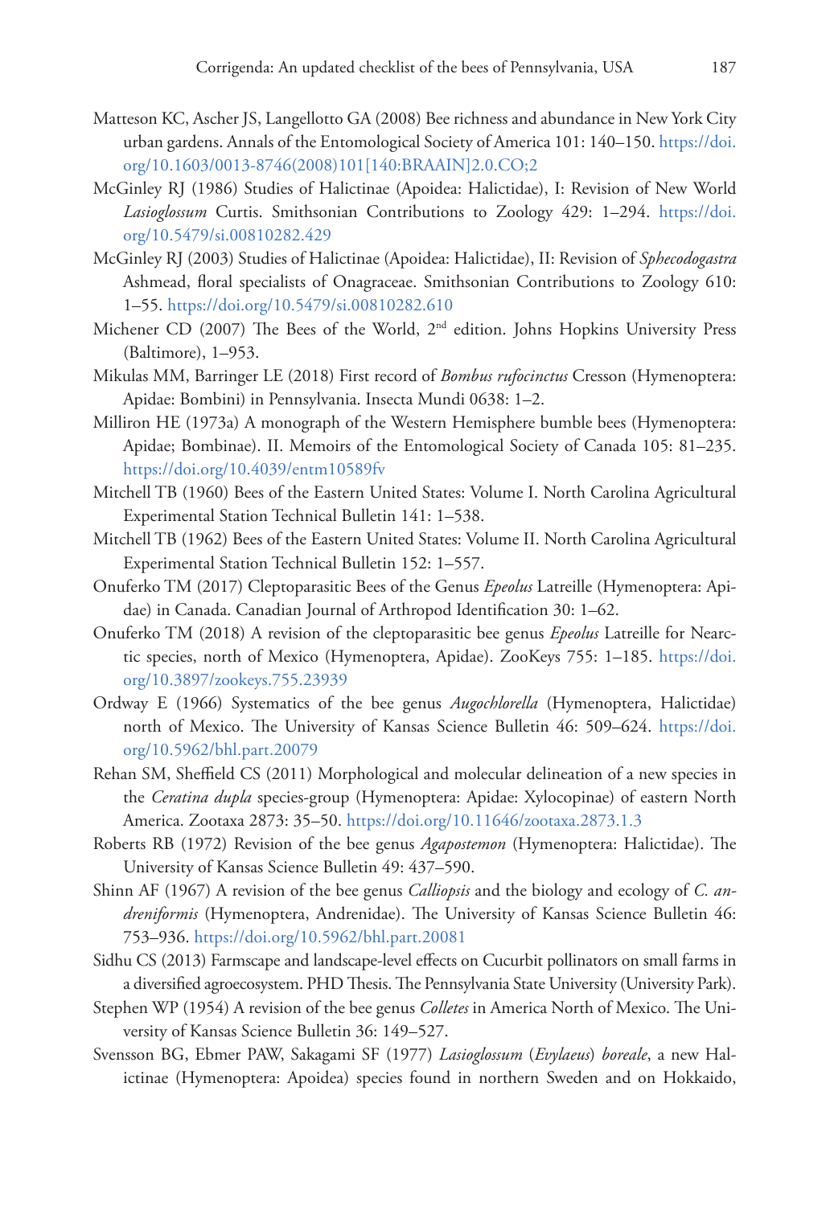Matteson KC, Ascher JS, Langellotto GA (2008) Bee richness and abundance in New York City urban gardens. Annals of the Entomological Society of America 101: 140–150. https://doi.org/10.1603/0013-8746(2008)101[140:BRAAIN]2.0.CO;2

McGinley RJ (1986) Studies of Halictinae (Apoidea: Halictidae), I: Revision of New World *Lasioglossum* Curtis. Smithsonian Contributions to Zoology 429: 1–294. https://doi.org/10.5479/si.00810282.429

McGinley RJ (2003) Studies of Halictinae (Apoidea: Halictidae), II: Revision of *Sphecodogastra* Ashmead, floral specialists of Onagraceae. Smithsonian Contributions to Zoology 610: 1–55. https://doi.org/10.5479/si.00810282.610

Michener CD (2007) The Bees of the World, 2nd edition. Johns Hopkins University Press (Baltimore), 1–953.

Mikulas MM, Barringer LE (2018) First record of *Bombus rufocinctus* Cresson (Hymenoptera: Apidae: Bombini) in Pennsylvania. Insecta Mundi 0638: 1–2.

Milliron HE (1973a) A monograph of the Western Hemisphere bumble bees (Hymenoptera: Apidae; Bombinae). II. Memoirs of the Entomological Society of Canada 105: 81–235. https://doi.org/10.4039/entm10589fv

Mitchell TB (1960) Bees of the Eastern United States: Volume I. North Carolina Agricultural Experimental Station Technical Bulletin 141: 1–538.

Mitchell TB (1962) Bees of the Eastern United States: Volume II. North Carolina Agricultural Experimental Station Technical Bulletin 152: 1–557.

Onuferko TM (2017) Cleptoparasitic Bees of the Genus *Epeolus* Latreille (Hymenoptera: Apidae) in Canada. Canadian Journal of Arthropod Identification 30: 1–62.

Onuferko TM (2018) A revision of the cleptoparasitic bee genus *Epeolus* Latreille for Nearctic species, north of Mexico (Hymenoptera, Apidae). ZooKeys 755: 1–185. https://doi.org/10.3897/zookeys.755.23939

Ordway E (1966) Systematics of the bee genus *Augochlorella* (Hymenoptera, Halictidae) north of Mexico. The University of Kansas Science Bulletin 46: 509–624. https://doi.org/10.5962/bhl.part.20079

Rehan SM, Sheffield CS (2011) Morphological and molecular delineation of a new species in the *Ceratina dupla* species-group (Hymenoptera: Apidae: Xylocopinae) of eastern North America. Zootaxa 2873: 35–50. https://doi.org/10.11646/zootaxa.2873.1.3

Roberts RB (1972) Revision of the bee genus *Agapostemon* (Hymenoptera: Halictidae). The University of Kansas Science Bulletin 49: 437–590.

Shinn AF (1967) A revision of the bee genus *Calliopsis* and the biology and ecology of *C. andreniformis* (Hymenoptera, Andrenidae). The University of Kansas Science Bulletin 46: 753–936. https://doi.org/10.5962/bhl.part.20081

Sidhu CS (2013) Farmscape and landscape-level effects on Cucurbit pollinators on small farms in a diversified agroecosystem. PHD Thesis. The Pennsylvania State University (University Park).

Stephen WP (1954) A revision of the bee genus *Colletes* in America North of Mexico. The University of Kansas Science Bulletin 36: 149–527.

Svensson BG, Ebmer PAW, Sakagami SF (1977) *Lasioglossum* (*Evylaeus*) *boreale*, a new Halictinae (Hymenoptera: Apoidea) species found in northern Sweden and on Hokkaido,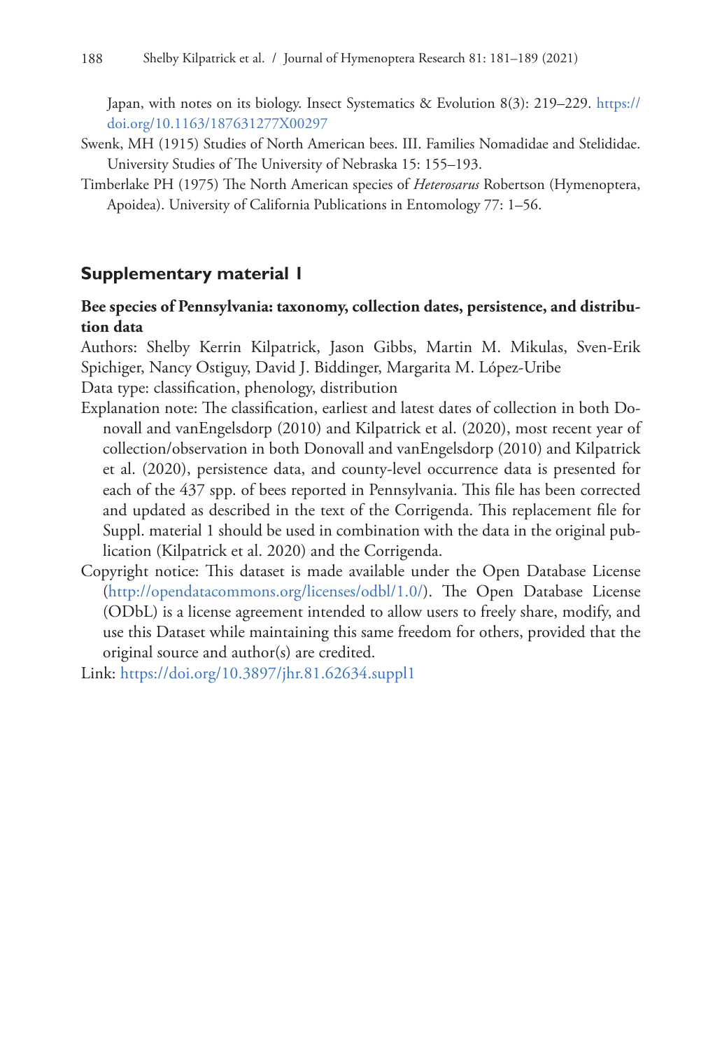Japan, with notes on its biology. Insect Systematics & Evolution 8(3): 219–229. https://doi.org/10.1163/187631277X00297

Swenk, MH (1915) Studies of North American bees. III. Families Nomadidae and Stelididae. University Studies of The University of Nebraska 15: 155–193.

Timberlake PH (1975) The North American species of *Heterosarus* Robertson (Hymenoptera, Apoidea). University of California Publications in Entomology 77: 1–56.

## Supplementary material 1

**Bee species of Pennsylvania: taxonomy, collection dates, persistence, and distribution data**

Authors: Shelby Kerrin Kilpatrick, Jason Gibbs, Martin M. Mikulas, Sven-Erik Spichiger, Nancy Ostiguy, David J. Biddinger, Margarita M. López-Uribe

Data type: classification, phenology, distribution

Explanation note: The classification, earliest and latest dates of collection in both Donovall and vanEngelsdorp (2010) and Kilpatrick et al. (2020), most recent year of collection/observation in both Donovall and vanEngelsdorp (2010) and Kilpatrick et al. (2020), persistence data, and county-level occurrence data is presented for each of the 437 spp. of bees reported in Pennsylvania. This file has been corrected and updated as described in the text of the Corrigenda. This replacement file for Suppl. material 1 should be used in combination with the data in the original publication (Kilpatrick et al. 2020) and the Corrigenda.

Copyright notice: This dataset is made available under the Open Database License (http://opendatacommons.org/licenses/odbl/1.0/). The Open Database License (ODbL) is a license agreement intended to allow users to freely share, modify, and use this Dataset while maintaining this same freedom for others, provided that the original source and author(s) are credited.

Link: https://doi.org/10.3897/jhr.81.62634.suppl1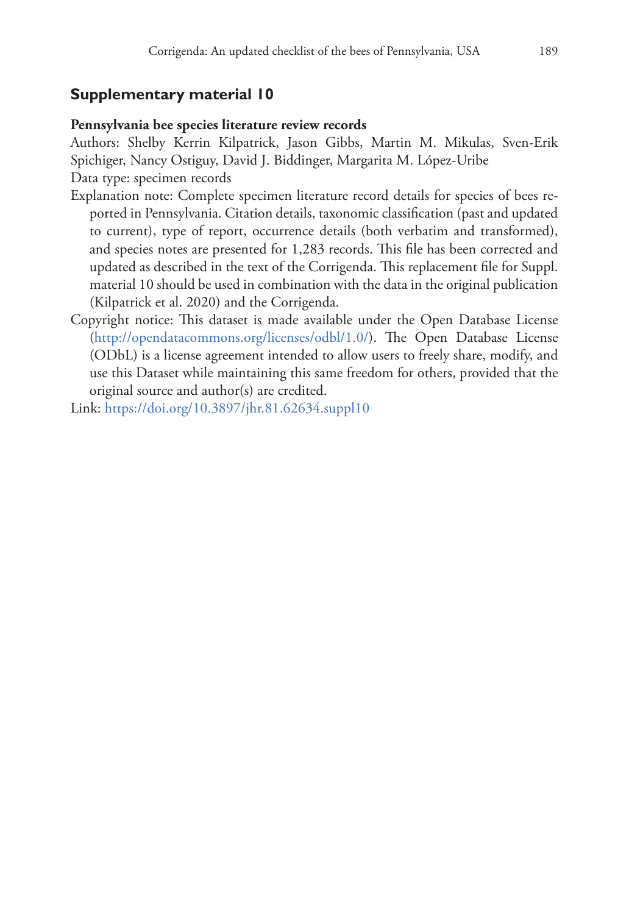## Supplementary material 10

**Pennsylvania bee species literature review records**

Authors: Shelby Kerrin Kilpatrick, Jason Gibbs, Martin M. Mikulas, Sven-Erik Spichiger, Nancy Ostiguy, David J. Biddinger, Margarita M. López-Uribe

Data type: specimen records

Explanation note: Complete specimen literature record details for species of bees reported in Pennsylvania. Citation details, taxonomic classification (past and updated to current), type of report, occurrence details (both verbatim and transformed), and species notes are presented for 1,283 records. This file has been corrected and updated as described in the text of the Corrigenda. This replacement file for Suppl. material 10 should be used in combination with the data in the original publication (Kilpatrick et al. 2020) and the Corrigenda.

Copyright notice: This dataset is made available under the Open Database License (http://opendatacommons.org/licenses/odbl/1.0/). The Open Database License (ODbL) is a license agreement intended to allow users to freely share, modify, and use this Dataset while maintaining this same freedom for others, provided that the original source and author(s) are credited.

Link: https://doi.org/10.3897/jhr.81.62634.suppl10